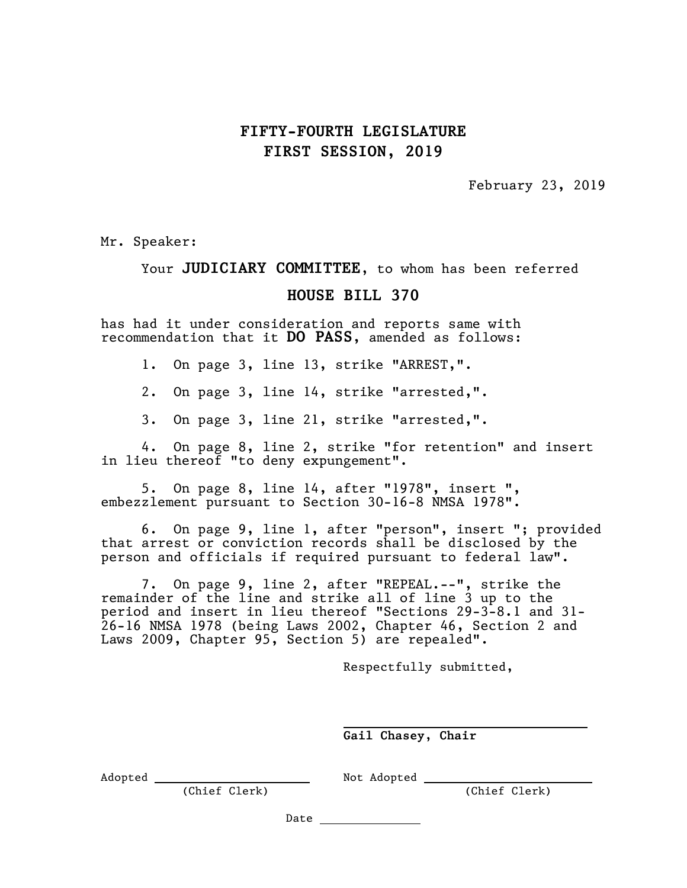## FIFTY-FOURTH LEGISLATURE
## FIRST SESSION, 2019

February 23, 2019

Mr. Speaker:

Your **JUDICIARY COMMITTEE**, to whom has been referred

**HOUSE BILL 370**

has had it under consideration and reports same with recommendation that it **DO PASS**, amended as follows:

1. On page 3, line 13, strike "ARREST,".

2. On page 3, line 14, strike "arrested,".

3. On page 3, line 21, strike "arrested,".

4. On page 8, line 2, strike "for retention" and insert in lieu thereof "to deny expungement".

5. On page 8, line 14, after "1978", insert ", embezzlement pursuant to Section 30-16-8 NMSA 1978".

6. On page 9, line 1, after "person", insert "; provided that arrest or conviction records shall be disclosed by the person and officials if required pursuant to federal law".

7. On page 9, line 2, after "REPEAL.--", strike the remainder of the line and strike all of line 3 up to the period and insert in lieu thereof "Sections 29-3-8.1 and 31-26-16 NMSA 1978 (being Laws 2002, Chapter 46, Section 2 and Laws 2009, Chapter 95, Section 5) are repealed".

Respectfully submitted,

______________________________
**Gail Chasey, Chair**

Adopted ______________________ (Chief Clerk)

Not Adopted ______________________ (Chief Clerk)

Date ______________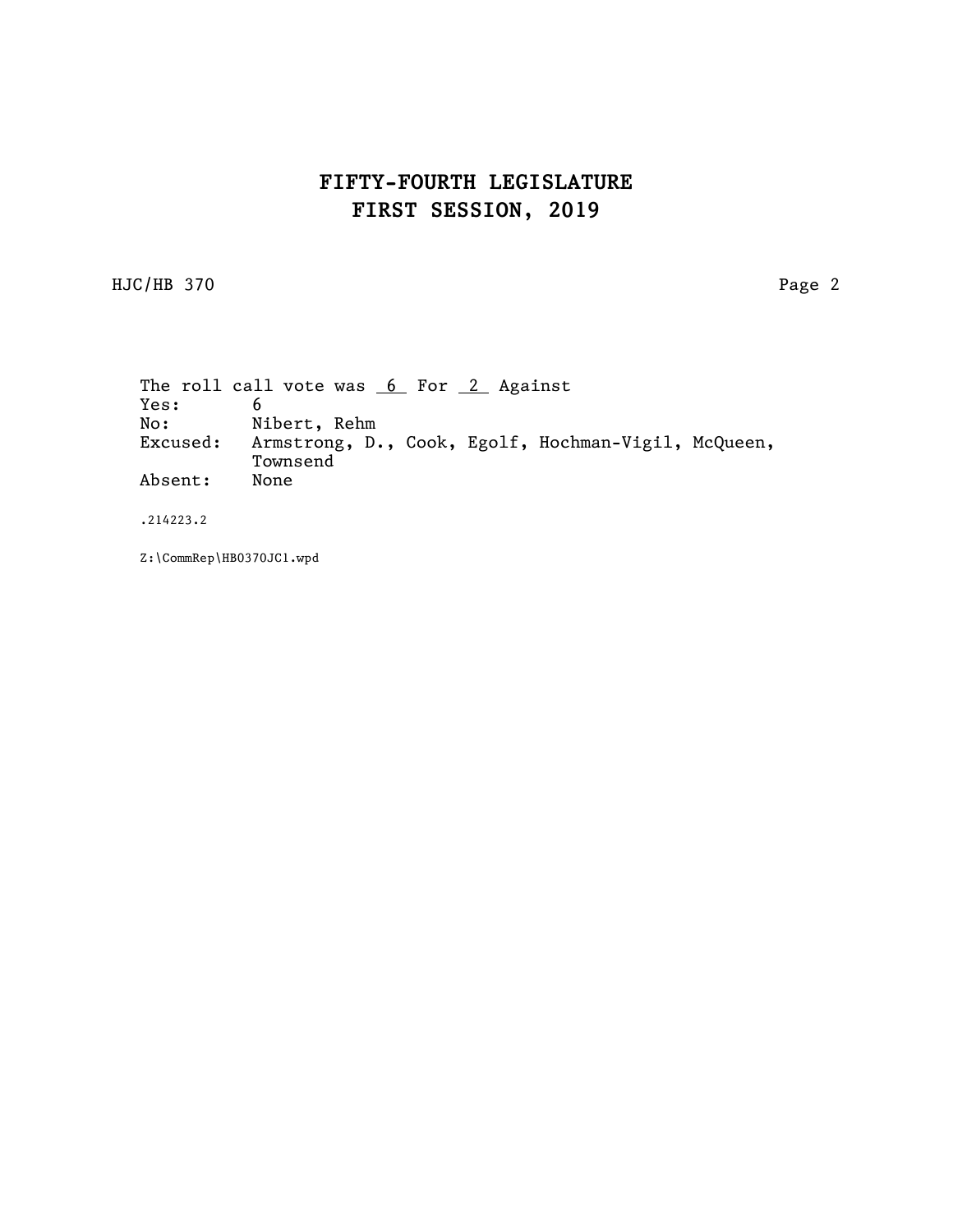# FIFTY-FOURTH LEGISLATURE
# FIRST SESSION, 2019

HJC/HB 370

The roll call vote was 6 For 2 Against

Yes: 6
No: Nibert, Rehm
Excused: Armstrong, D., Cook, Egolf, Hochman-Vigil, McQueen, Townsend
Absent: None

.214223.2

Z:\CommRep\HB0370JC1.wpd